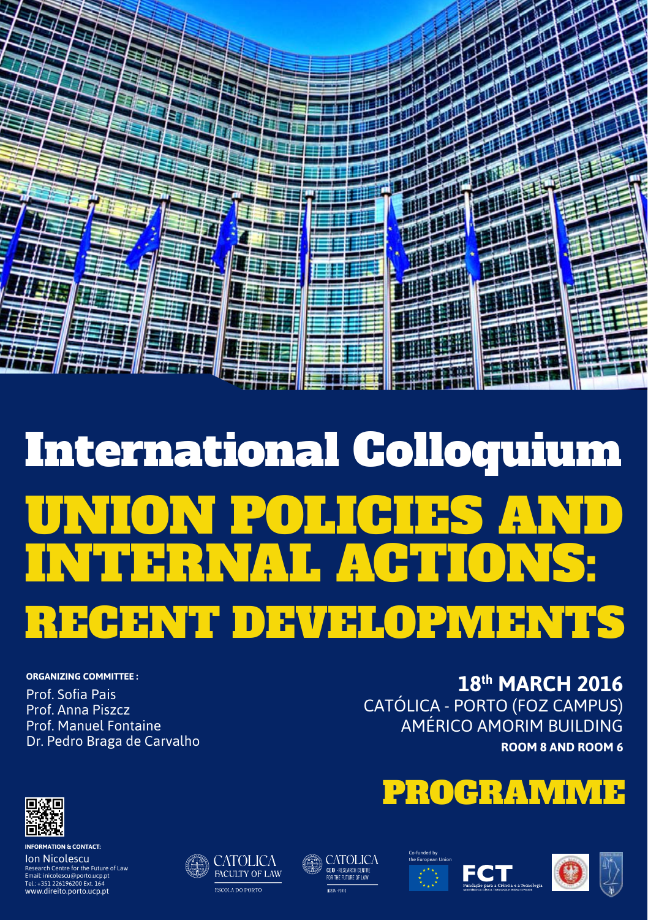# International Colloquium

# UNION POLICIES AND INTERNAL ACTIONS: RECENT DEVELOPMENTS

**ORGANIZING COMMITTEE :**

Prof. Sofia Pais
Prof. Anna Piszcz
Prof. Manuel Fontaine
Dr. Pedro Braga de Carvalho

**18th MARCH 2016**
CATÓLICA - PORTO (FOZ CAMPUS)
AMÉRICO AMORIM BUILDING
**ROOM 8 AND ROOM 6**

## PROGRAMME

**INFORMATION & CONTACT:**
Ion Nicolescu
Research Centre for the Future of Law
Email: inicolescu@porto.ucp.pt
Tel.: +351 226196200 Ext. 164
www.direito.porto.ucp.pt

CATOLICA FACULTY OF LAW – ESCOLA DO PORTO

CATOLICA CEID - RESEARCH CENTRE FOR THE FUTURE OF LAW – LISBOA - PORTO

Co-funded by the European Union

FCT Fundação para a Ciência e a Tecnologia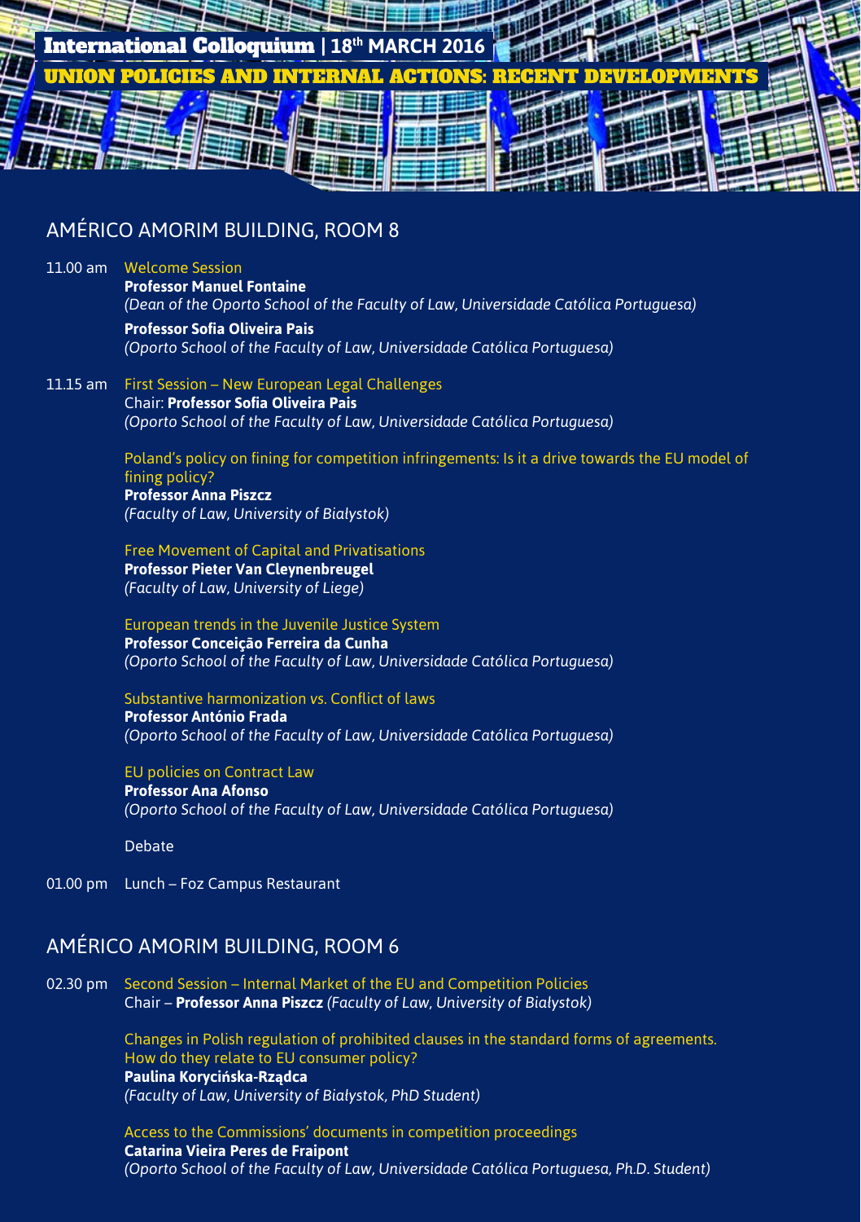**International Colloquium | 18th MARCH 2016**

**UNION POLICIES AND INTERNAL ACTIONS: RECENT DEVELOPMENTS**

## AMÉRICO AMORIM BUILDING, ROOM 8

11.00 am Welcome Session

**Professor Manuel Fontaine**
*(Dean of the Oporto School of the Faculty of Law, Universidade Católica Portuguesa)*

**Professor Sofia Oliveira Pais**
*(Oporto School of the Faculty of Law, Universidade Católica Portuguesa)*

11.15 am First Session – New European Legal Challenges

Chair: **Professor Sofia Oliveira Pais**
*(Oporto School of the Faculty of Law, Universidade Católica Portuguesa)*

Poland's policy on fining for competition infringements: Is it a drive towards the EU model of fining policy?
**Professor Anna Piszcz**
*(Faculty of Law, University of Białystok)*

Free Movement of Capital and Privatisations
**Professor Pieter Van Cleynenbreugel**
*(Faculty of Law, University of Liege)*

European trends in the Juvenile Justice System
**Professor Conceição Ferreira da Cunha**
*(Oporto School of the Faculty of Law, Universidade Católica Portuguesa)*

Substantive harmonization *vs.* Conflict of laws
**Professor António Frada**
*(Oporto School of the Faculty of Law, Universidade Católica Portuguesa)*

EU policies on Contract Law
**Professor Ana Afonso**
*(Oporto School of the Faculty of Law, Universidade Católica Portuguesa)*

Debate

01.00 pm Lunch – Foz Campus Restaurant

## AMÉRICO AMORIM BUILDING, ROOM 6

02.30 pm Second Session – Internal Market of the EU and Competition Policies

Chair – **Professor Anna Piszcz** *(Faculty of Law, University of Białystok)*

Changes in Polish regulation of prohibited clauses in the standard forms of agreements. How do they relate to EU consumer policy?
**Paulina Korycińska-Rządca**
*(Faculty of Law, University of Białystok, PhD Student)*

Access to the Commissions' documents in competition proceedings
**Catarina Vieira Peres de Fraipont**
*(Oporto School of the Faculty of Law, Universidade Católica Portuguesa, Ph.D. Student)*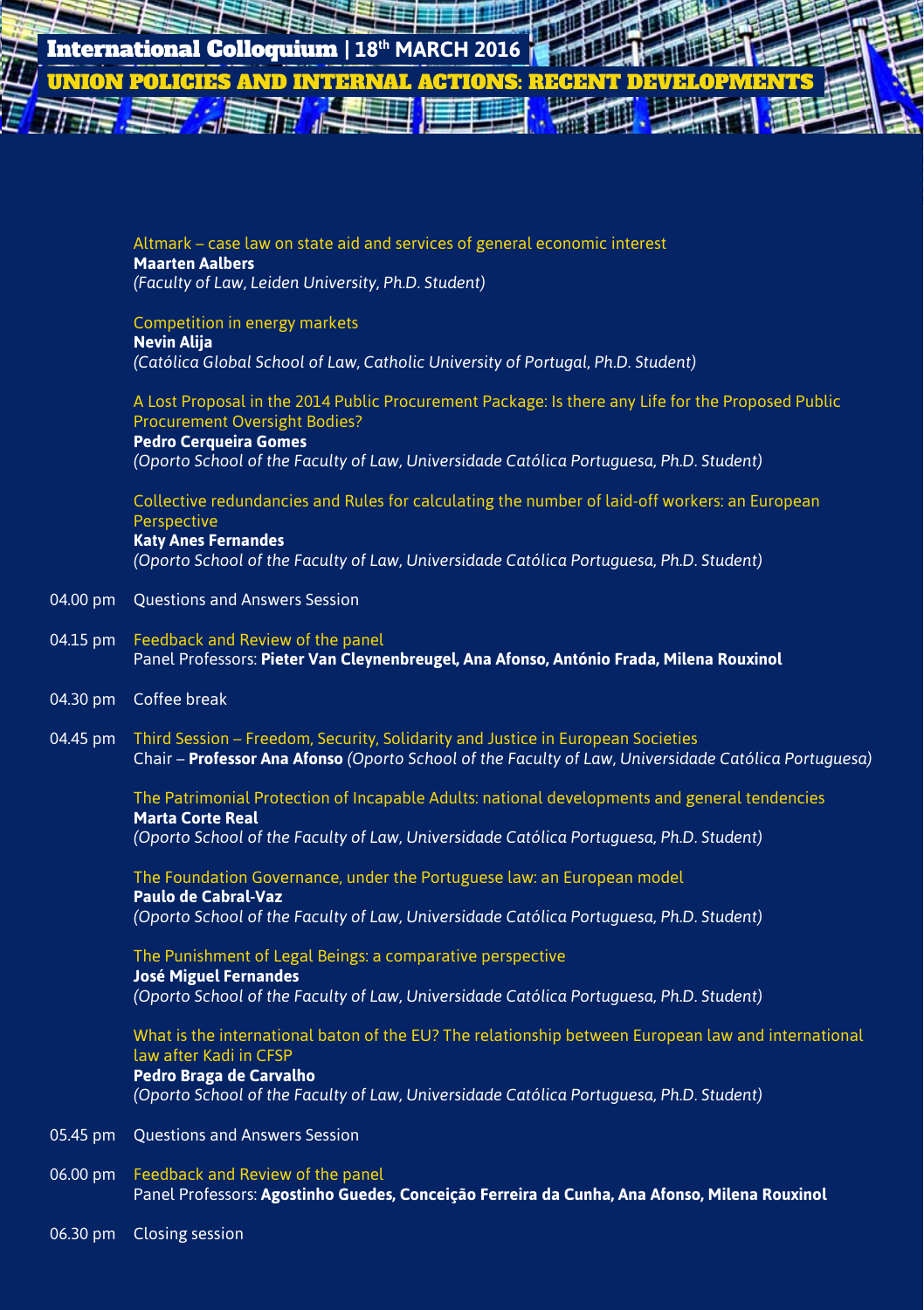**International Colloquium | 18th MARCH 2016**

**UNION POLICIES AND INTERNAL ACTIONS: RECENT DEVELOPMENTS**

Altmark – case law on state aid and services of general economic interest
**Maarten Aalbers**
*(Faculty of Law, Leiden University, Ph.D. Student)*

Competition in energy markets
**Nevin Alija**
*(Católica Global School of Law, Catholic University of Portugal, Ph.D. Student)*

A Lost Proposal in the 2014 Public Procurement Package: Is there any Life for the Proposed Public Procurement Oversight Bodies?
**Pedro Cerqueira Gomes**
*(Oporto School of the Faculty of Law, Universidade Católica Portuguesa, Ph.D. Student)*

Collective redundancies and Rules for calculating the number of laid-off workers: an European Perspective
**Katy Anes Fernandes**
*(Oporto School of the Faculty of Law, Universidade Católica Portuguesa, Ph.D. Student)*

04.00 pm Questions and Answers Session

04.15 pm Feedback and Review of the panel
Panel Professors: **Pieter Van Cleynenbreugel, Ana Afonso, António Frada, Milena Rouxinol**

04.30 pm Coffee break

04.45 pm Third Session – Freedom, Security, Solidarity and Justice in European Societies
Chair – **Professor Ana Afonso** *(Oporto School of the Faculty of Law, Universidade Católica Portuguesa)*

The Patrimonial Protection of Incapable Adults: national developments and general tendencies
**Marta Corte Real**
*(Oporto School of the Faculty of Law, Universidade Católica Portuguesa, Ph.D. Student)*

The Foundation Governance, under the Portuguese law: an European model
**Paulo de Cabral-Vaz**
*(Oporto School of the Faculty of Law, Universidade Católica Portuguesa, Ph.D. Student)*

The Punishment of Legal Beings: a comparative perspective
**José Miguel Fernandes**
*(Oporto School of the Faculty of Law, Universidade Católica Portuguesa, Ph.D. Student)*

What is the international baton of the EU? The relationship between European law and international law after Kadi in CFSP
**Pedro Braga de Carvalho**
*(Oporto School of the Faculty of Law, Universidade Católica Portuguesa, Ph.D. Student)*

05.45 pm Questions and Answers Session

06.00 pm Feedback and Review of the panel
Panel Professors: **Agostinho Guedes, Conceição Ferreira da Cunha, Ana Afonso, Milena Rouxinol**

06.30 pm Closing session